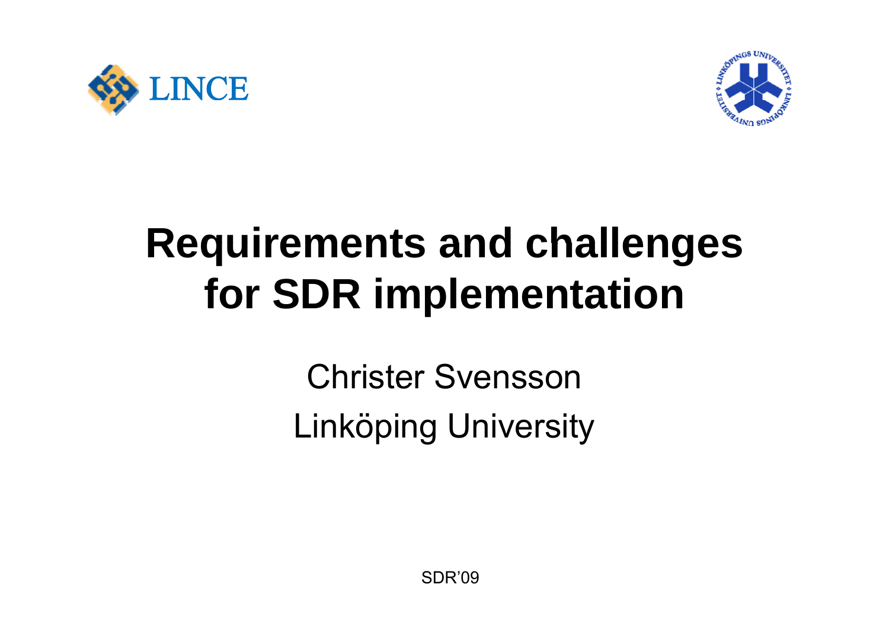LINCE

# Requirements and challenges for SDR implementation

Christer Svensson

Linköping University

SDR'09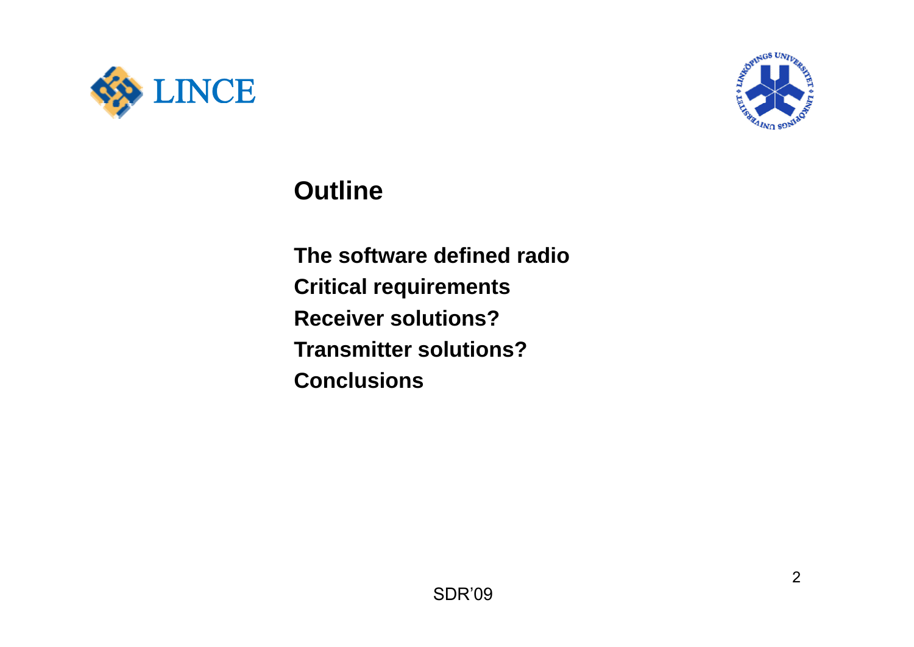# Outline

The software defined radio
Critical requirements
Receiver solutions?
Transmitter solutions?
Conclusions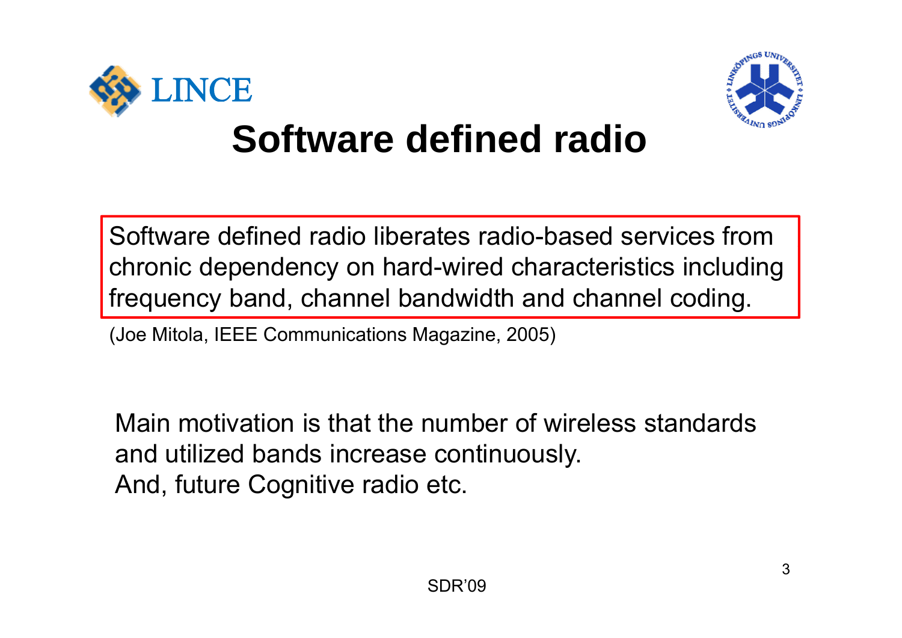# Software defined radio

> Software defined radio liberates radio-based services from chronic dependency on hard-wired characteristics including frequency band, channel bandwidth and channel coding.

(Joe Mitola, IEEE Communications Magazine, 2005)

Main motivation is that the number of wireless standards and utilized bands increase continuously.
And, future Cognitive radio etc.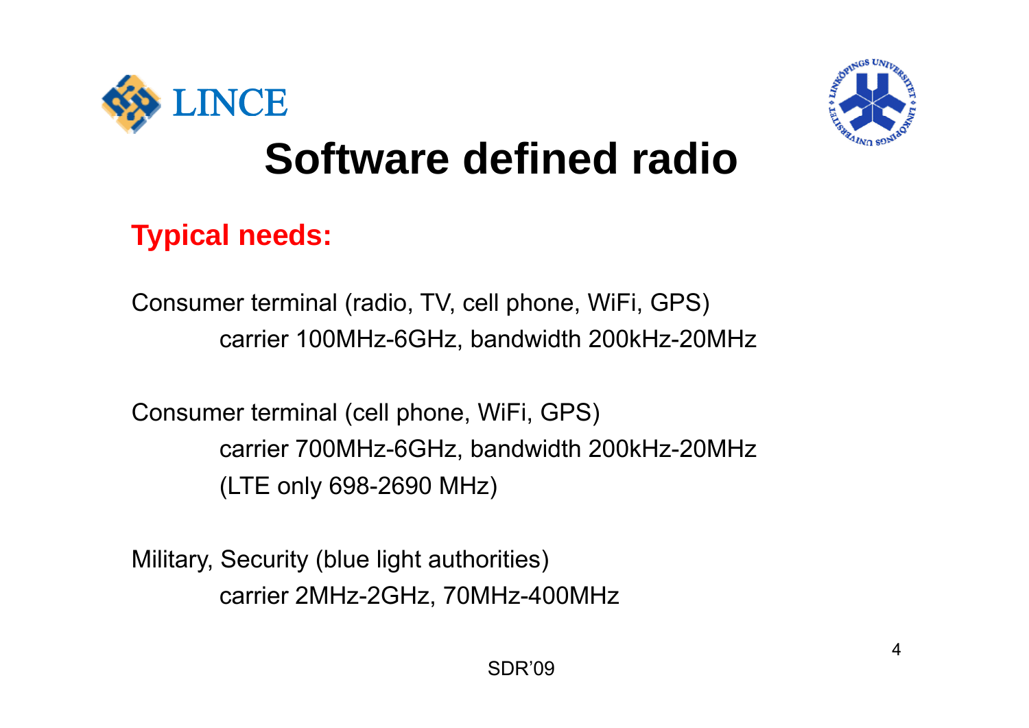# Software defined radio

**Typical needs:**

Consumer terminal (radio, TV, cell phone, WiFi, GPS)
carrier 100MHz-6GHz, bandwidth 200kHz-20MHz

Consumer terminal (cell phone, WiFi, GPS)
carrier 700MHz-6GHz, bandwidth 200kHz-20MHz
(LTE only 698-2690 MHz)

Military, Security (blue light authorities)
carrier 2MHz-2GHz, 70MHz-400MHz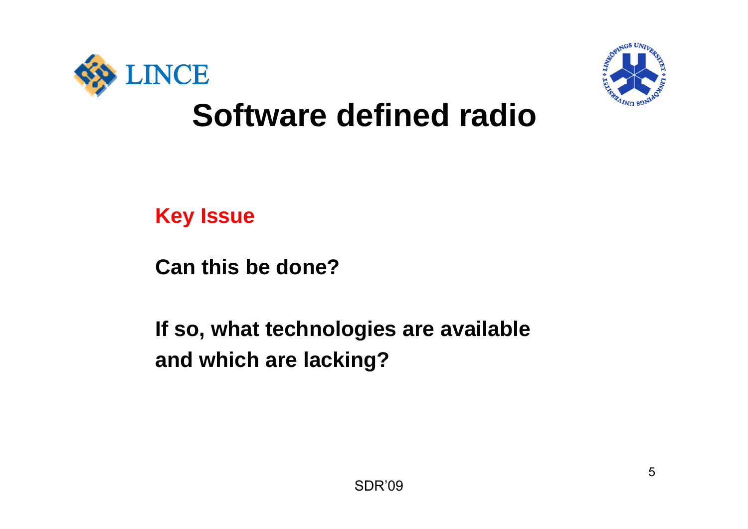# Software defined radio

**Key Issue**

**Can this be done?**

**If so, what technologies are available and which are lacking?**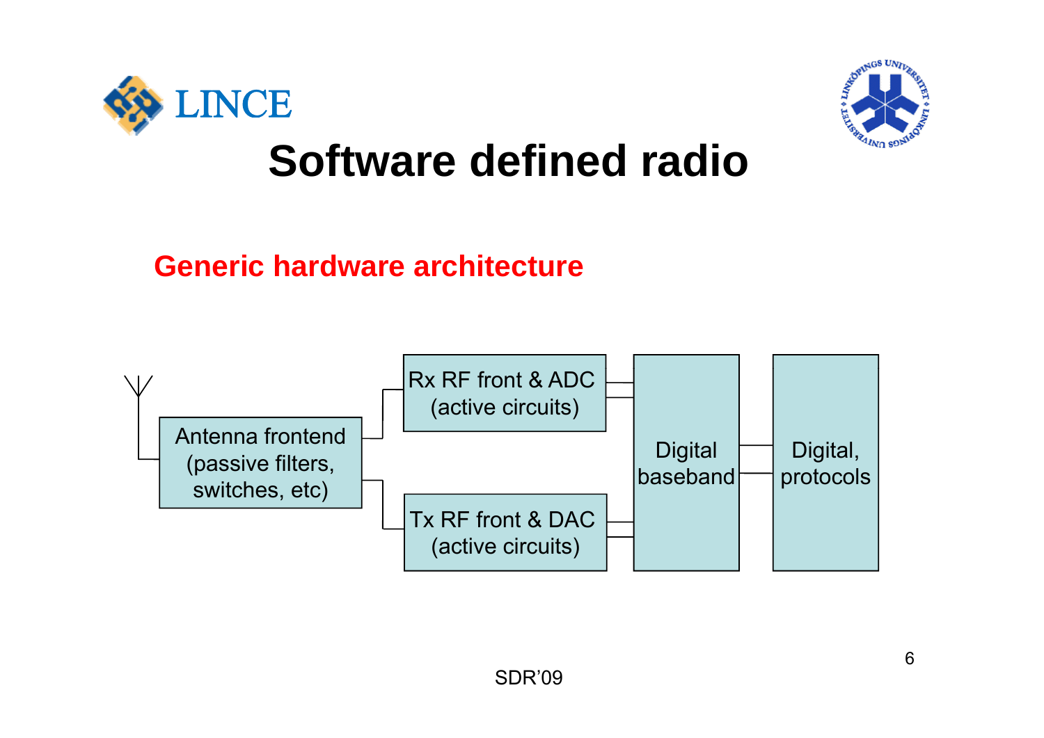# Software defined radio

## Generic hardware architecture

Antenna frontend (passive filters, switches, etc)

Rx RF front & ADC (active circuits)

Tx RF front & DAC (active circuits)

Digital baseband

Digital, protocols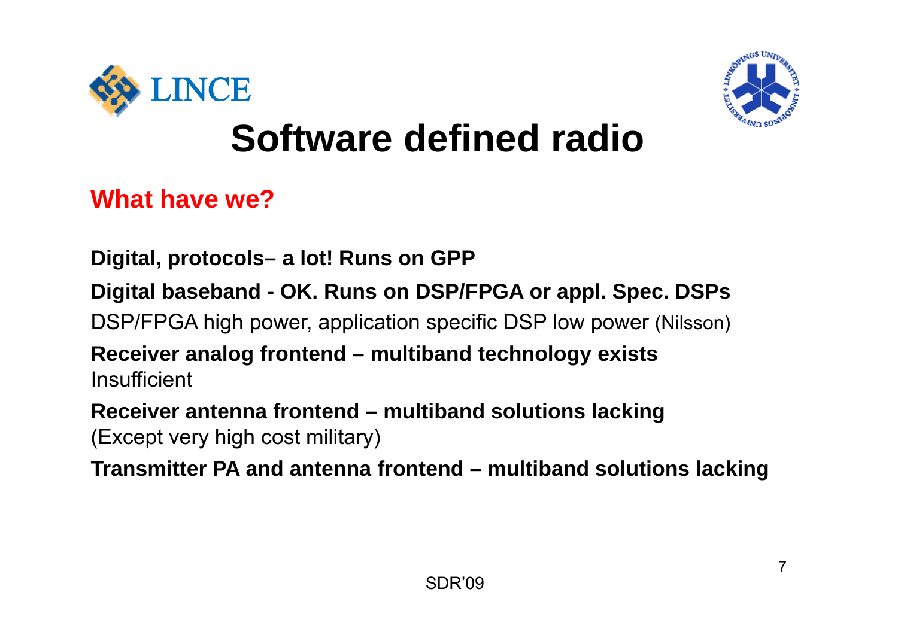# Software defined radio

## What have we?

**Digital, protocols– a lot! Runs on GPP**

**Digital baseband - OK. Runs on DSP/FPGA or appl. Spec. DSPs**

DSP/FPGA high power, application specific DSP low power (Nilsson)

**Receiver analog frontend – multiband technology exists**
Insufficient

**Receiver antenna frontend – multiband solutions lacking**
(Except very high cost military)

**Transmitter PA and antenna frontend – multiband solutions lacking**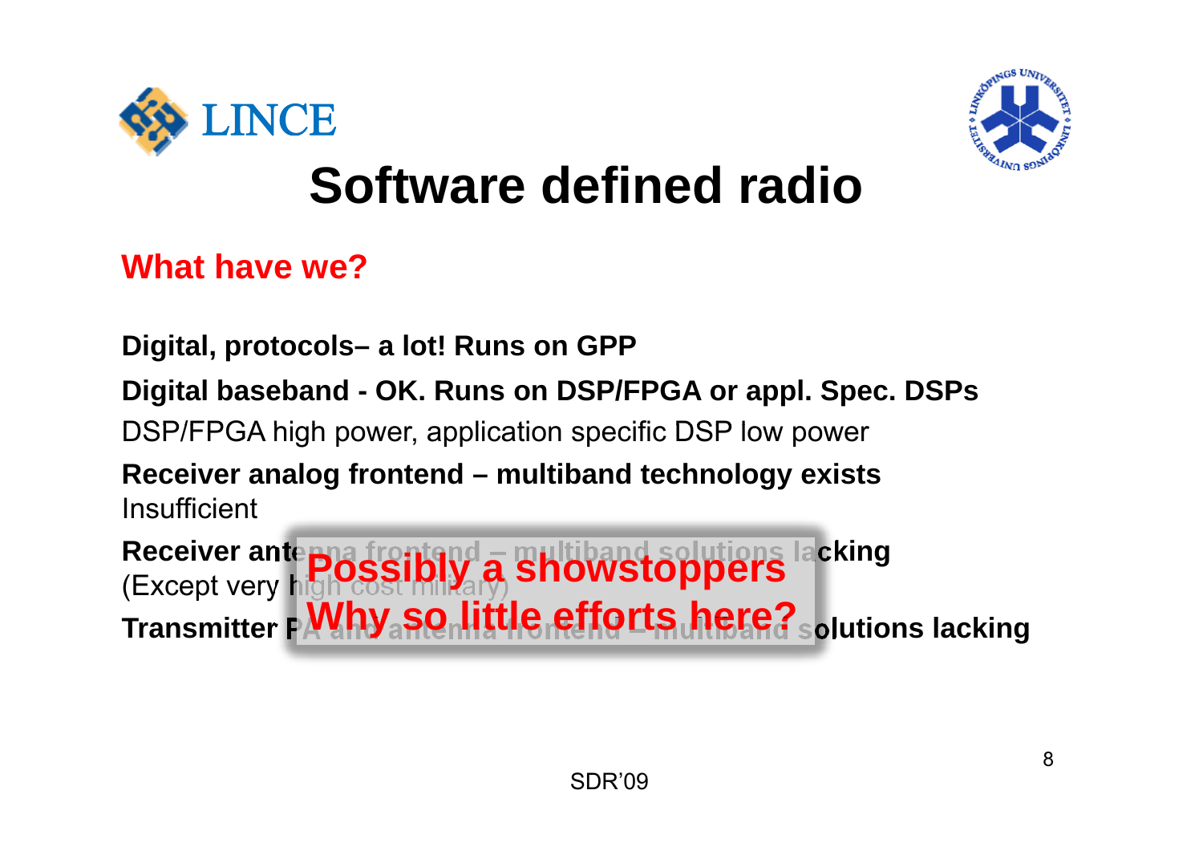# Software defined radio

## What have we?

**Digital, protocols– a lot! Runs on GPP**

**Digital baseband - OK. Runs on DSP/FPGA or appl. Spec. DSPs**

DSP/FPGA high power, application specific DSP low power

**Receiver analog frontend – multiband technology exists**

Insufficient

**Receiver antenna frontend – multiband solutions lacking**

(Except very high cost military)

**Transmitter PA and antenna frontend – multiband solutions lacking**

**Possibly a showstoppers**

**Why so little efforts here?**

SDR'09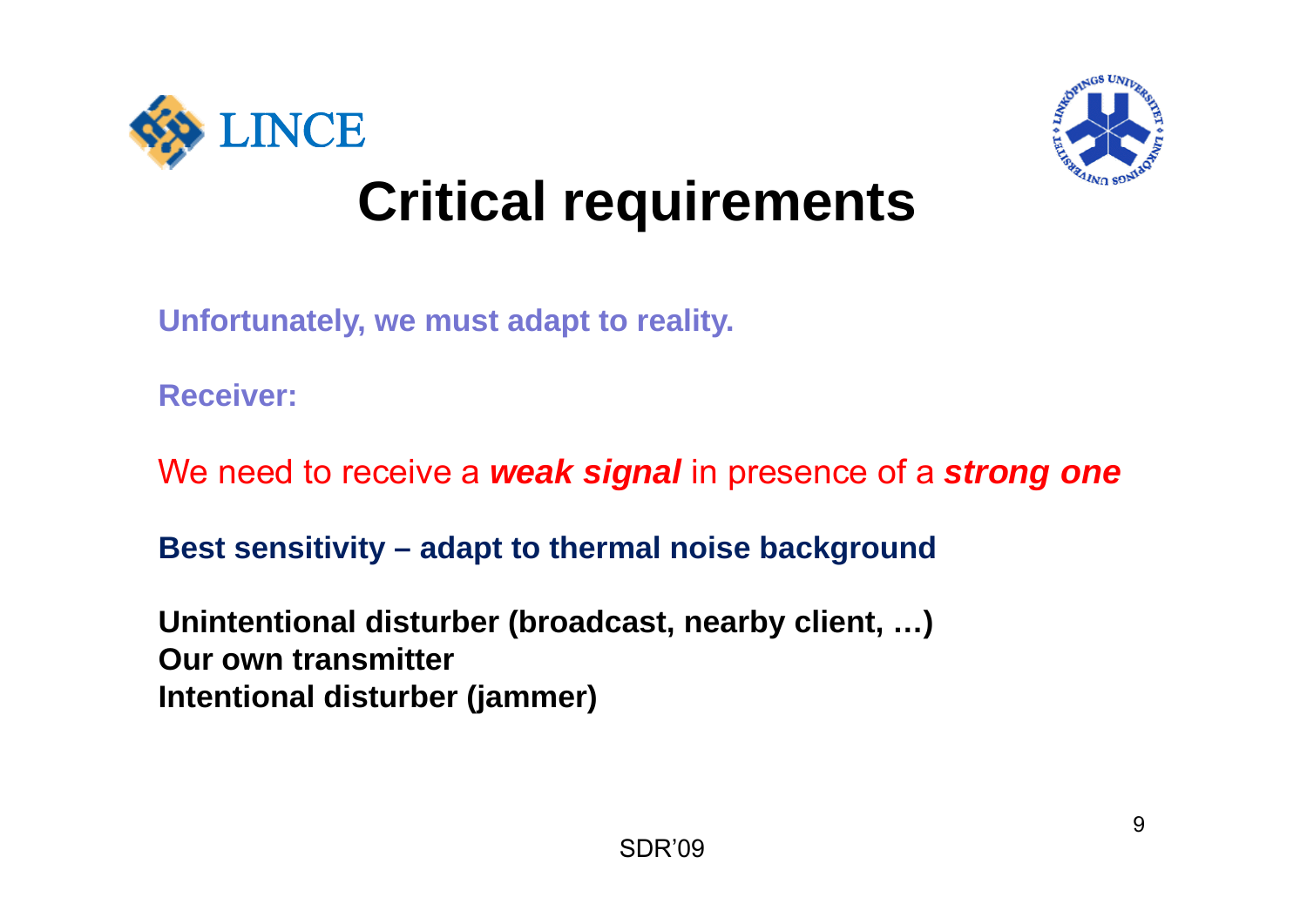# Critical requirements

**Unfortunately, we must adapt to reality.**

**Receiver:**

We need to receive a ***weak signal*** in presence of a ***strong one***

**Best sensitivity – adapt to thermal noise background**

**Unintentional disturber (broadcast, nearby client, …)**
**Our own transmitter**
**Intentional disturber (jammer)**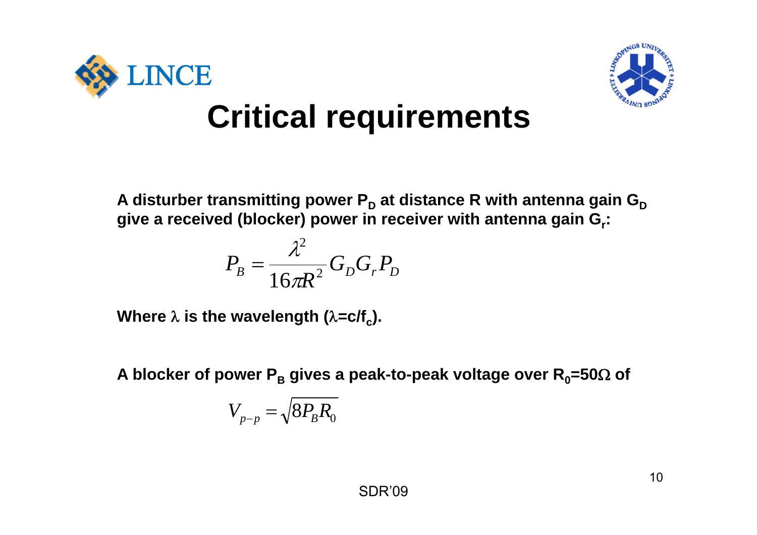# Critical requirements

**A disturber transmitting power $P_D$ at distance R with antenna gain $G_D$ give a received (blocker) power in receiver with antenna gain $G_r$:**

$$P_B = \frac{\lambda^2}{16\pi R^2} G_D G_r P_D$$

**Where $\lambda$ is the wavelength ($\lambda = c/f_c$).**

**A blocker of power $P_B$ gives a peak-to-peak voltage over $R_0=50\Omega$ of**

$$V_{p-p} = \sqrt{8 P_B R_0}$$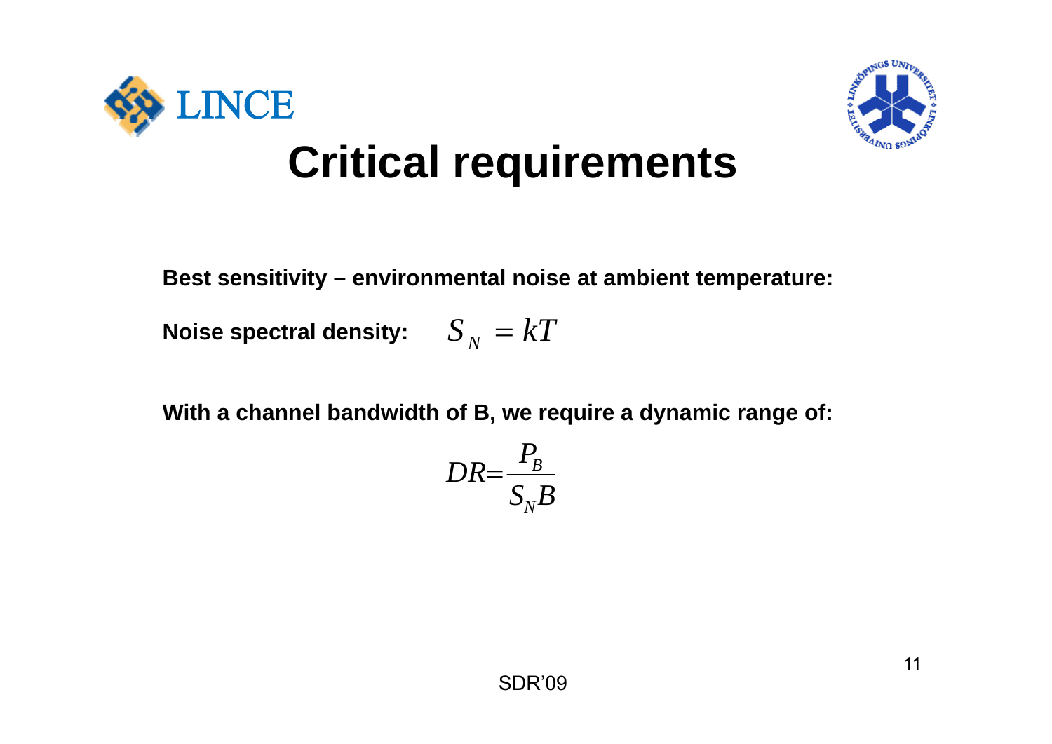# Critical requirements

**Best sensitivity – environmental noise at ambient temperature:**

**Noise spectral density:** $S_N = kT$

**With a channel bandwidth of B, we require a dynamic range of:**

$$DR = \frac{P_B}{S_N B}$$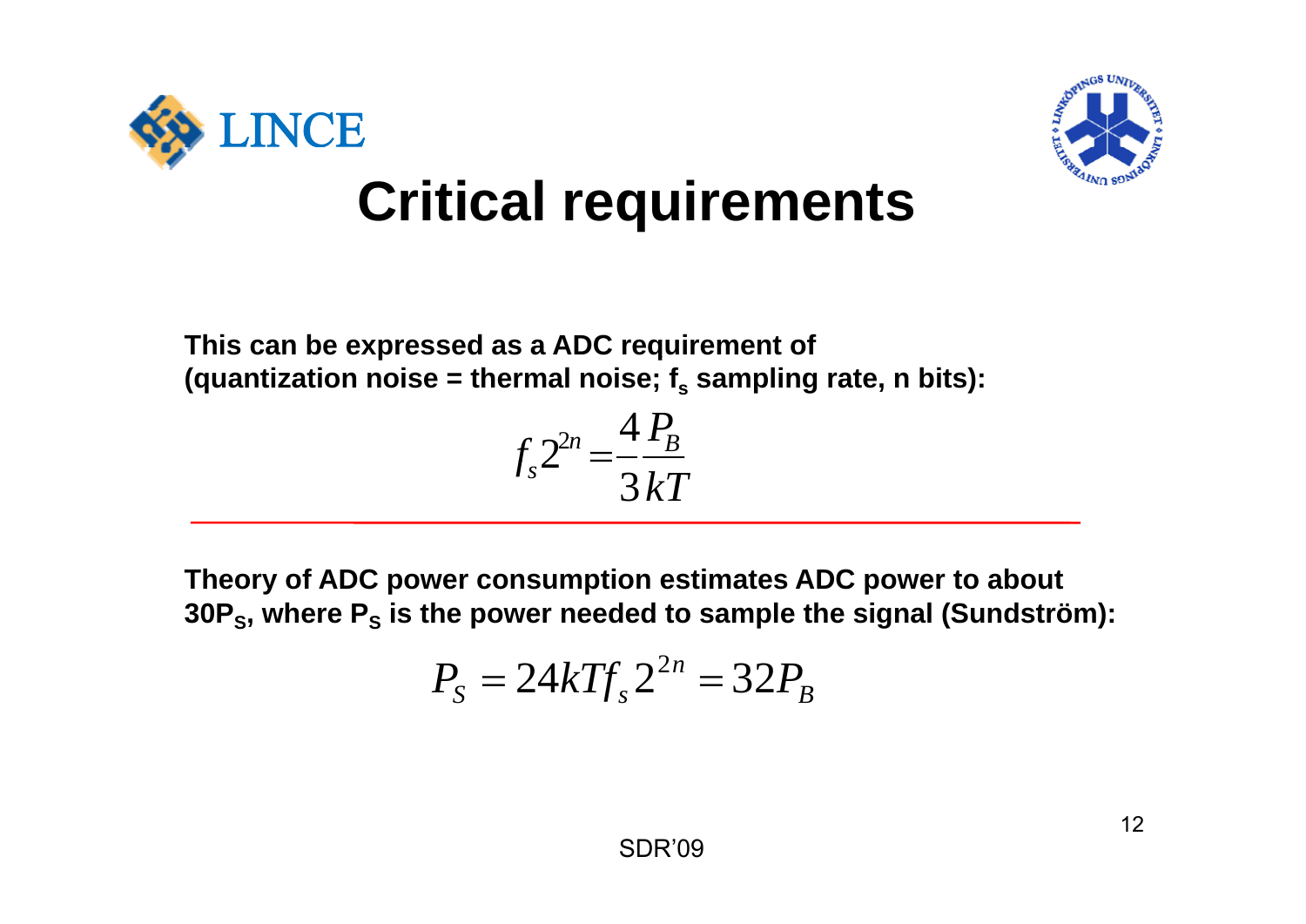# Critical requirements

**This can be expressed as a ADC requirement of (quantization noise = thermal noise; $f_s$ sampling rate, n bits):**

$$f_s 2^{2n} = \frac{4}{3}\frac{P_B}{kT}$$

---

**Theory of ADC power consumption estimates ADC power to about $30P_S$, where $P_S$ is the power needed to sample the signal (Sundström):**

$$P_S = 24kTf_s 2^{2n} = 32P_B$$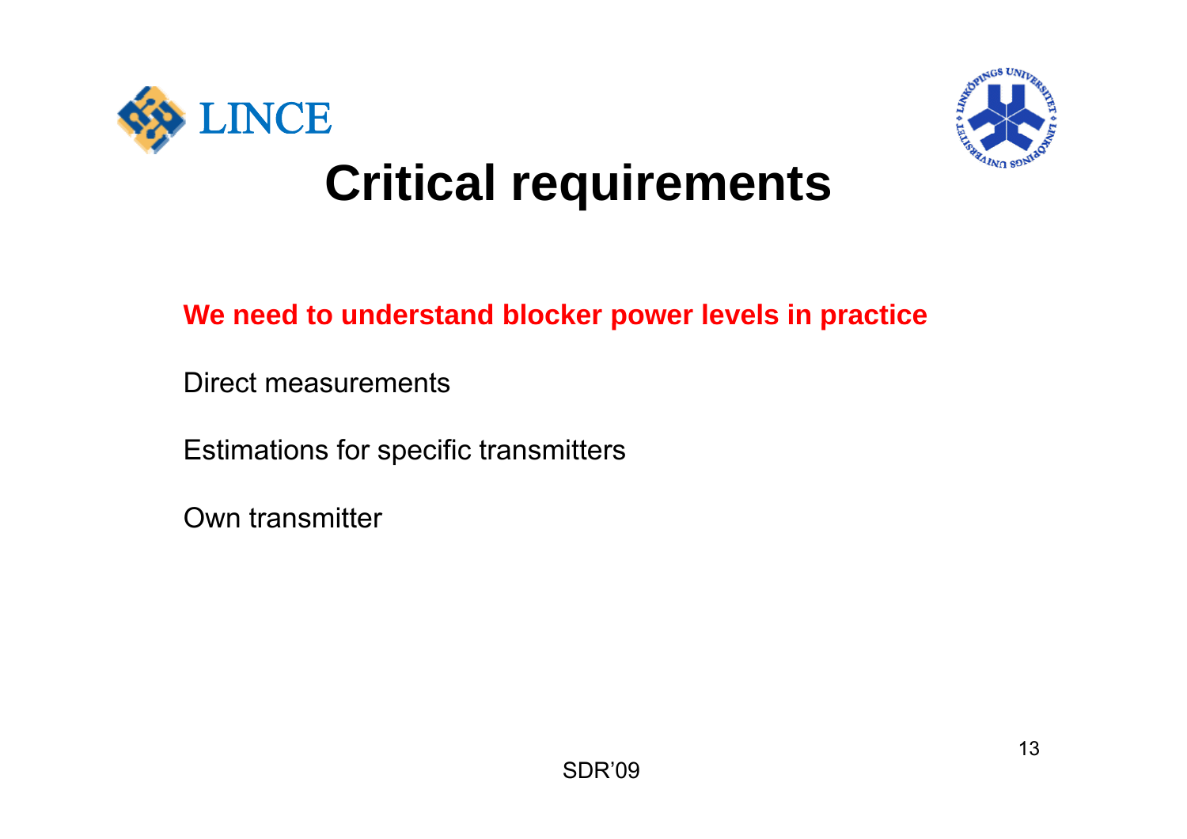# Critical requirements

**We need to understand blocker power levels in practice**

Direct measurements

Estimations for specific transmitters

Own transmitter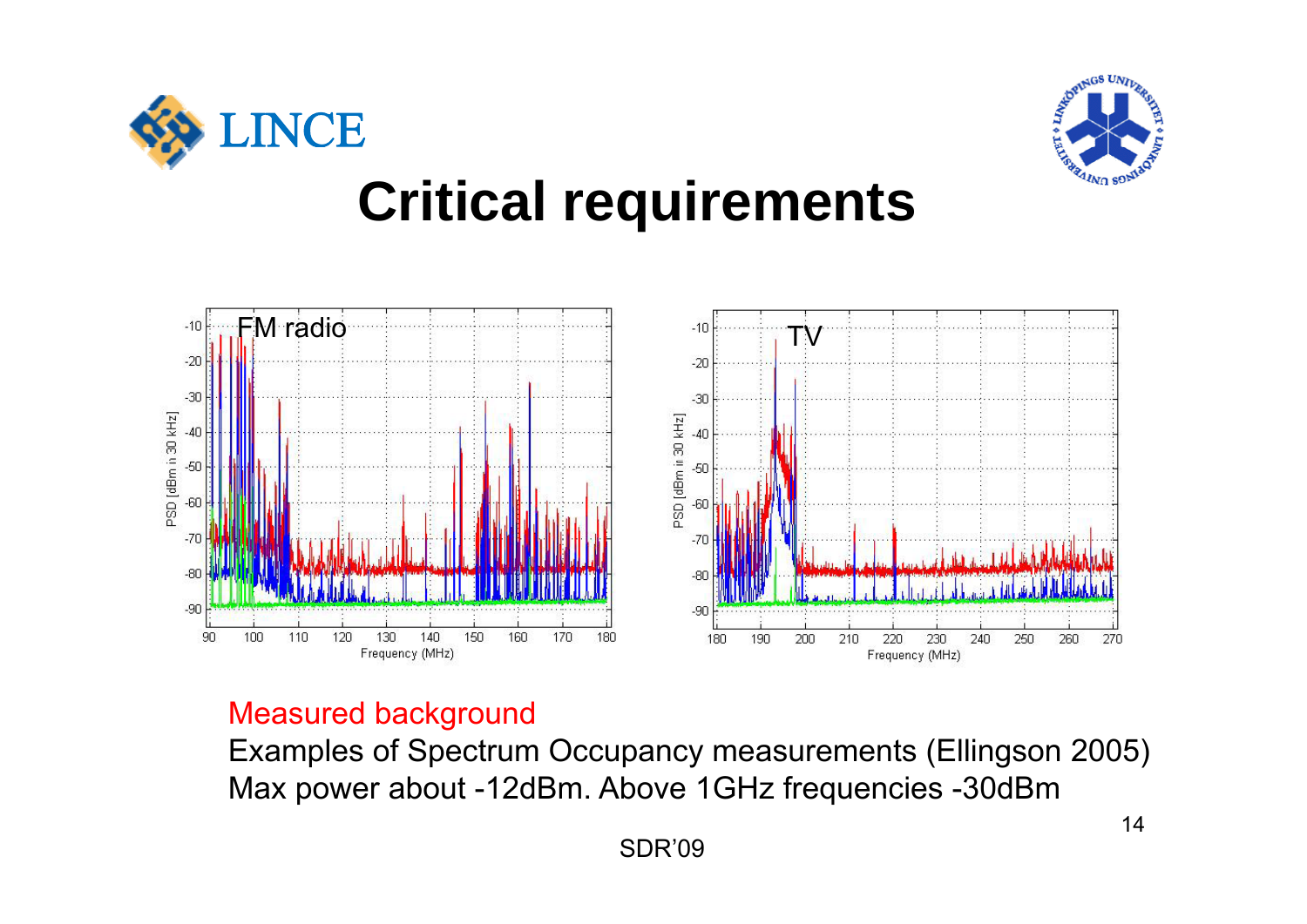# Critical requirements

Measured background

Examples of Spectrum Occupancy measurements (Ellingson 2005)

Max power about -12dBm. Above 1GHz frequencies -30dBm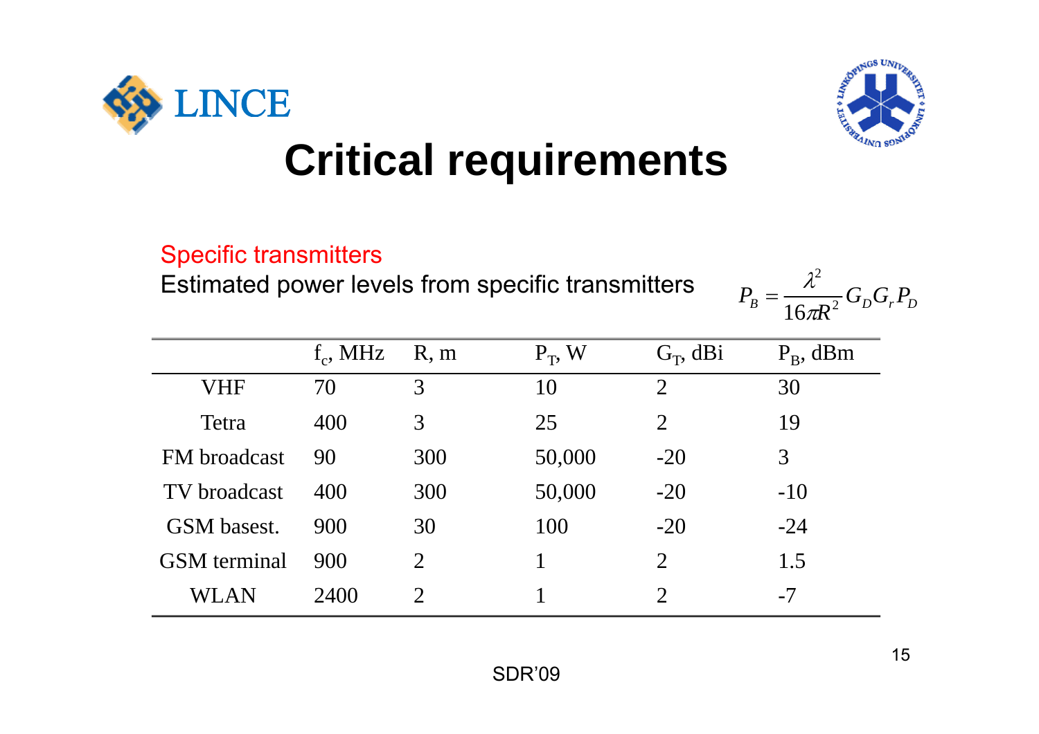# Critical requirements

Specific transmitters

Estimated power levels from specific transmitters

$$P_B = \frac{\lambda^2}{16\pi R^2} G_D G_r P_D$$

| | $f_c$, MHz | R, m | $P_T$, W | $G_T$, dBi | $P_B$, dBm |
|---|---|---|---|---|---|
| VHF | 70 | 3 | 10 | 2 | 30 |
| Tetra | 400 | 3 | 25 | 2 | 19 |
| FM broadcast | 90 | 300 | 50,000 | -20 | 3 |
| TV broadcast | 400 | 300 | 50,000 | -20 | -10 |
| GSM basest. | 900 | 30 | 100 | -20 | -24 |
| GSM terminal | 900 | 2 | 1 | 2 | 1.5 |
| WLAN | 2400 | 2 | 1 | 2 | -7 |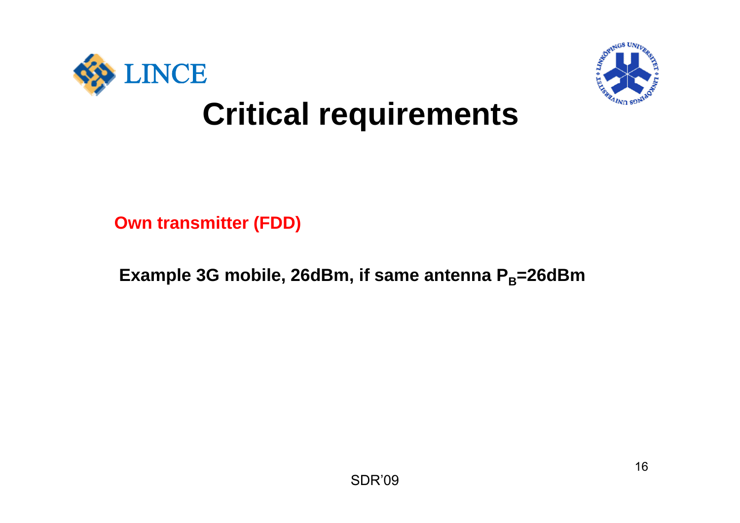# Critical requirements

**Own transmitter (FDD)**

**Example 3G mobile, 26dBm, if same antenna $P_B$=26dBm**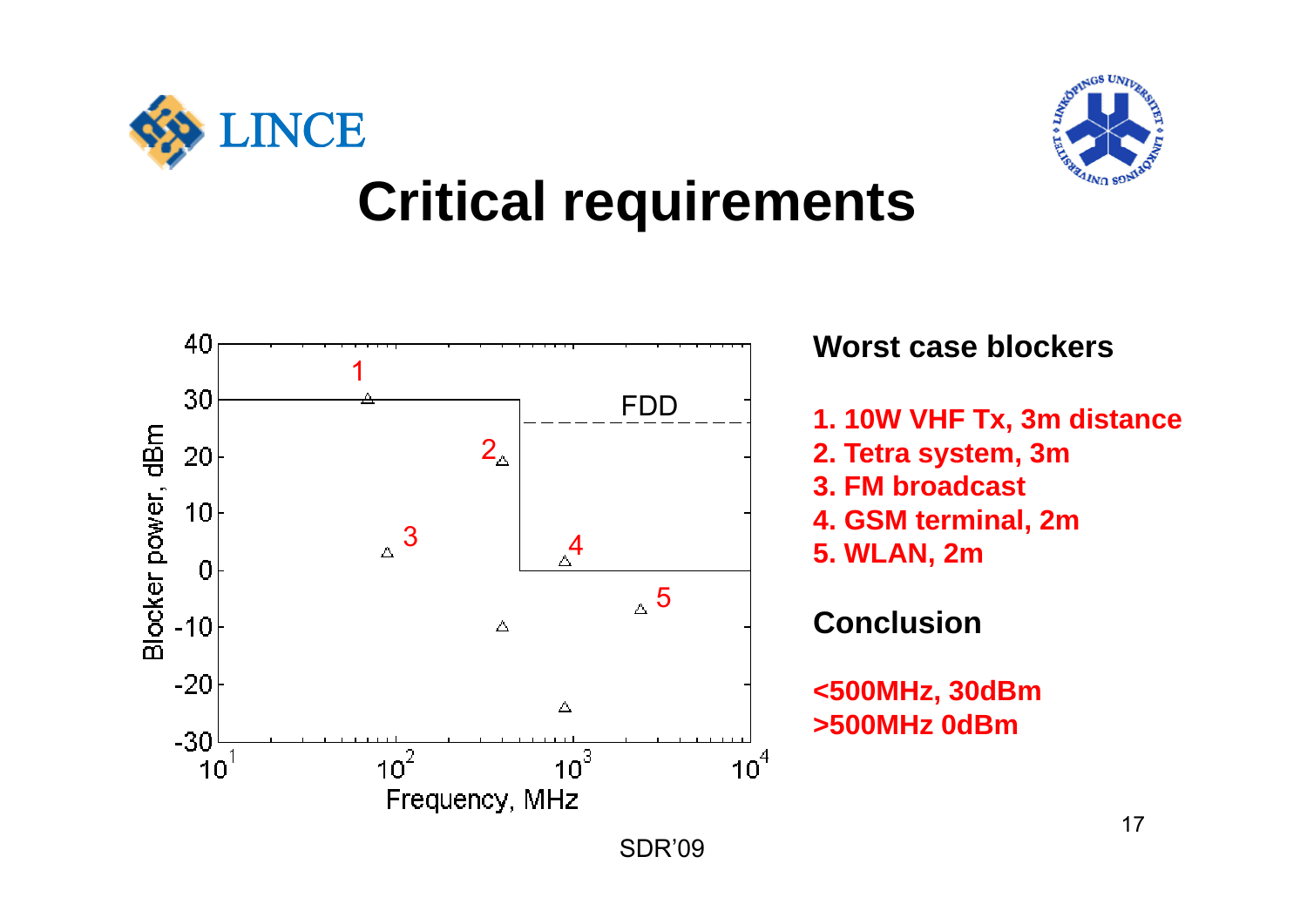# Critical requirements

**Worst case blockers**

1. **10W VHF Tx, 3m distance**
2. **Tetra system, 3m**
3. **FM broadcast**
4. **GSM terminal, 2m**
5. **WLAN, 2m**

**Conclusion**

**<500MHz, 30dBm**
**>500MHz 0dBm**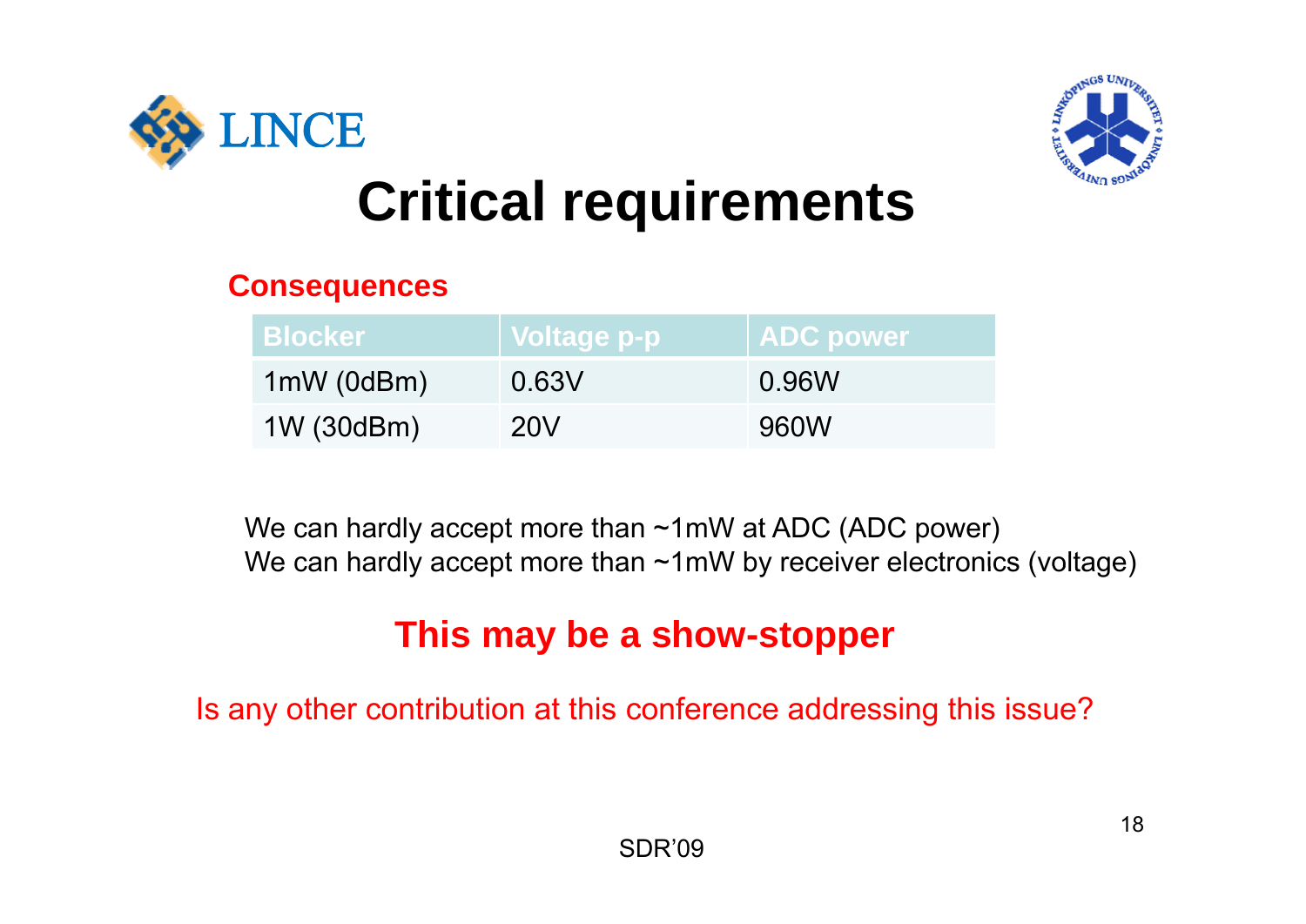# Critical requirements

**Consequences**

| Blocker | Voltage p-p | ADC power |
| --- | --- | --- |
| 1mW (0dBm) | 0.63V | 0.96W |
| 1W (30dBm) | 20V | 960W |

We can hardly accept more than ~1mW at ADC (ADC power)
We can hardly accept more than ~1mW by receiver electronics (voltage)

**This may be a show-stopper**

Is any other contribution at this conference addressing this issue?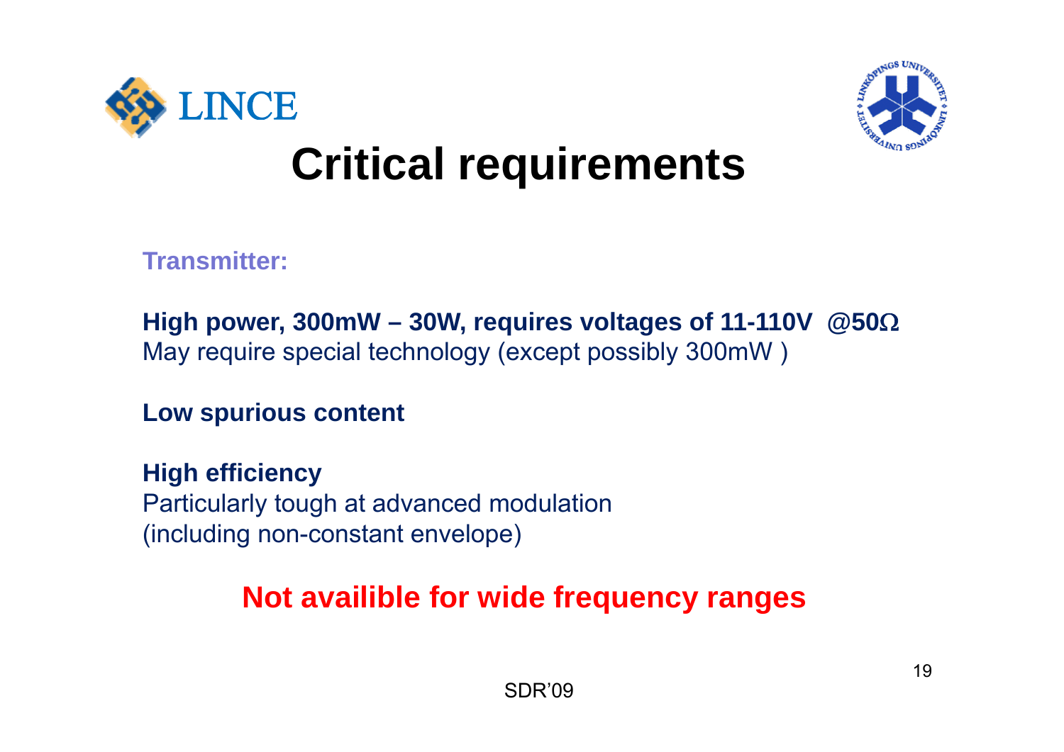# Critical requirements

**Transmitter:**

**High power, 300mW – 30W, requires voltages of 11-110V @50Ω**
May require special technology (except possibly 300mW )

**Low spurious content**

**High efficiency**
Particularly tough at advanced modulation
(including non-constant envelope)

**Not availible for wide frequency ranges**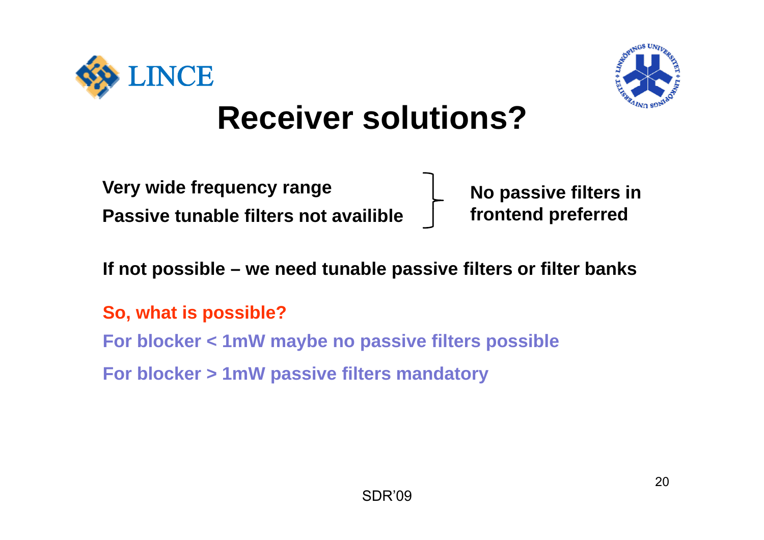# Receiver solutions?

**Very wide frequency range**
**Passive tunable filters not availible**

} **No passive filters in frontend preferred**

**If not possible – we need tunable passive filters or filter banks**

**So, what is possible?**

**For blocker < 1mW maybe no passive filters possible**

**For blocker > 1mW passive filters mandatory**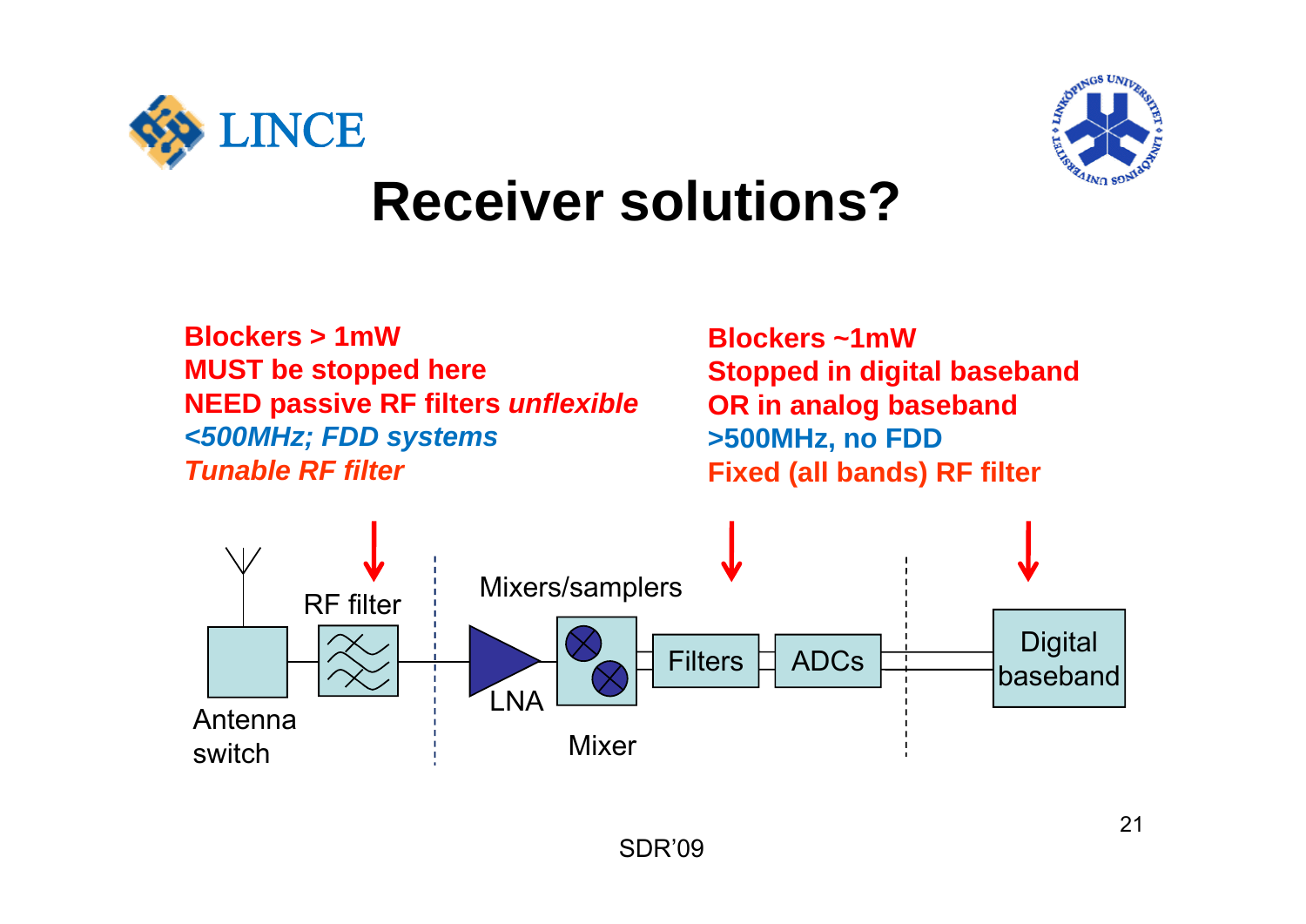# Receiver solutions?

**Blockers > 1mW**
**MUST be stopped here**
**NEED passive RF filters *unflexible***
***<500MHz; FDD systems***
***Tunable RF filter***

**Blockers ~1mW**
**Stopped in digital baseband**
**OR in analog baseband**
**>500MHz, no FDD**
**Fixed (all bands) RF filter**

Antenna switch

RF filter

LNA

Mixers/samplers

Mixer

Filters

ADCs

Digital baseband

SDR'09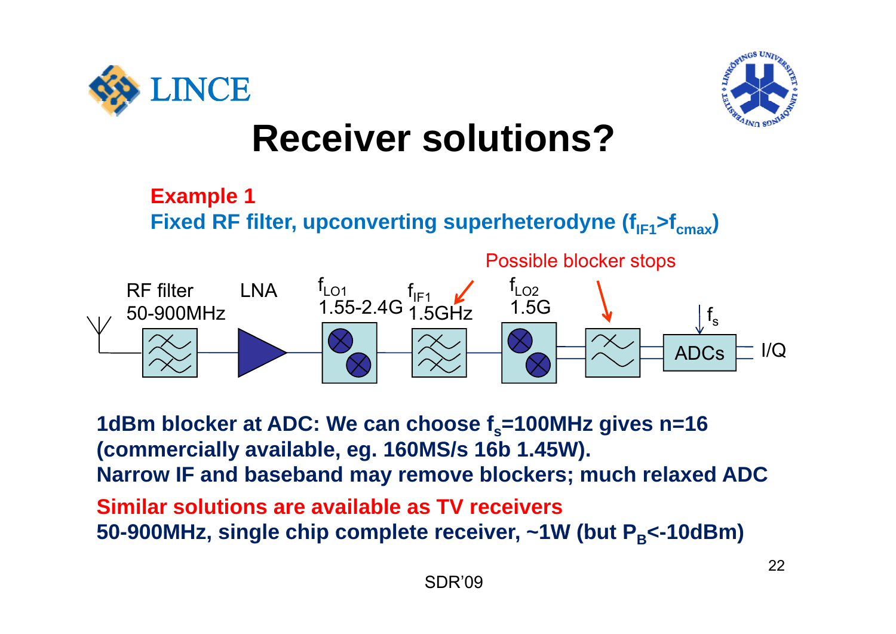# Receiver solutions?

**Example 1**

**Fixed RF filter, upconverting superheterodyne ($f_{IF1}>f_{cmax}$)**

Possible blocker stops

RF filter 50-900MHz → LNA → $f_{LO1}$ 1.55-2.4G → $f_{IF1}$ 1.5GHz → $f_{LO2}$ 1.5G → ADCs ($f_s$) → I/Q

**1dBm blocker at ADC: We can choose $f_s$=100MHz gives n=16 (commercially available, eg. 160MS/s 16b 1.45W).**

**Narrow IF and baseband may remove blockers; much relaxed ADC**

**Similar solutions are available as TV receivers**

**50-900MHz, single chip complete receiver, ~1W (but $P_B$<-10dBm)**

SDR'09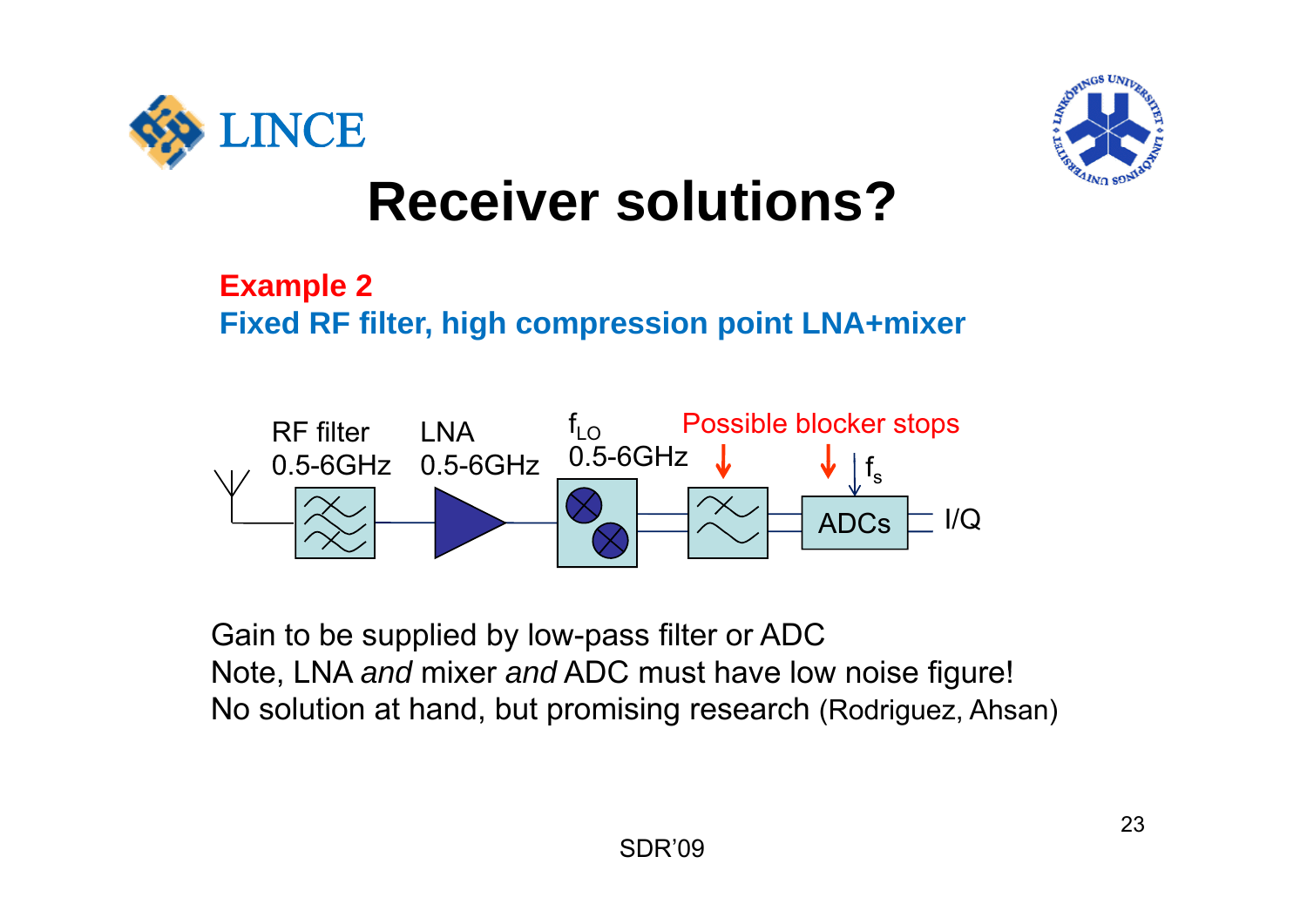# Receiver solutions?

**Example 2**

**Fixed RF filter, high compression point LNA+mixer**

RF filter 0.5-6GHz — LNA 0.5-6GHz — $f_{LO}$ 0.5-6GHz — Possible blocker stops — $f_s$ — ADCs — I/Q

Gain to be supplied by low-pass filter or ADC

Note, LNA *and* mixer *and* ADC must have low noise figure!

No solution at hand, but promising research (Rodriguez, Ahsan)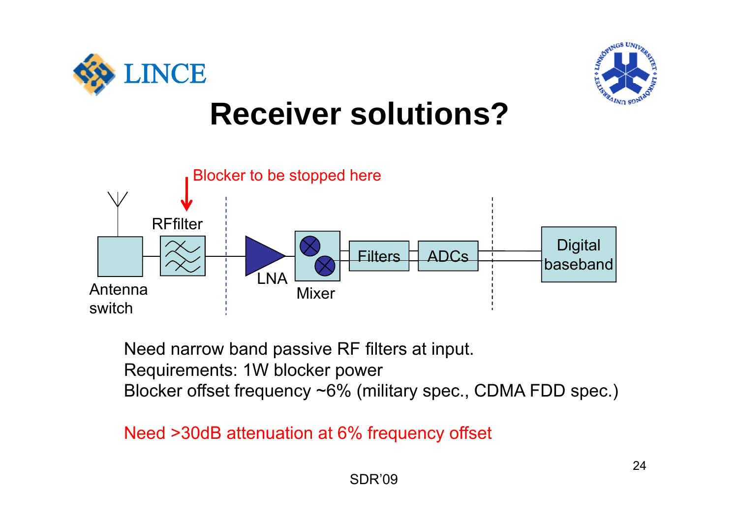# Receiver solutions?

Blocker to be stopped here

RFfilter

Antenna switch

LNA

Mixer

Filters

ADCs

Digital baseband

Need narrow band passive RF filters at input.
Requirements: 1W blocker power
Blocker offset frequency ~6% (military spec., CDMA FDD spec.)

Need >30dB attenuation at 6% frequency offset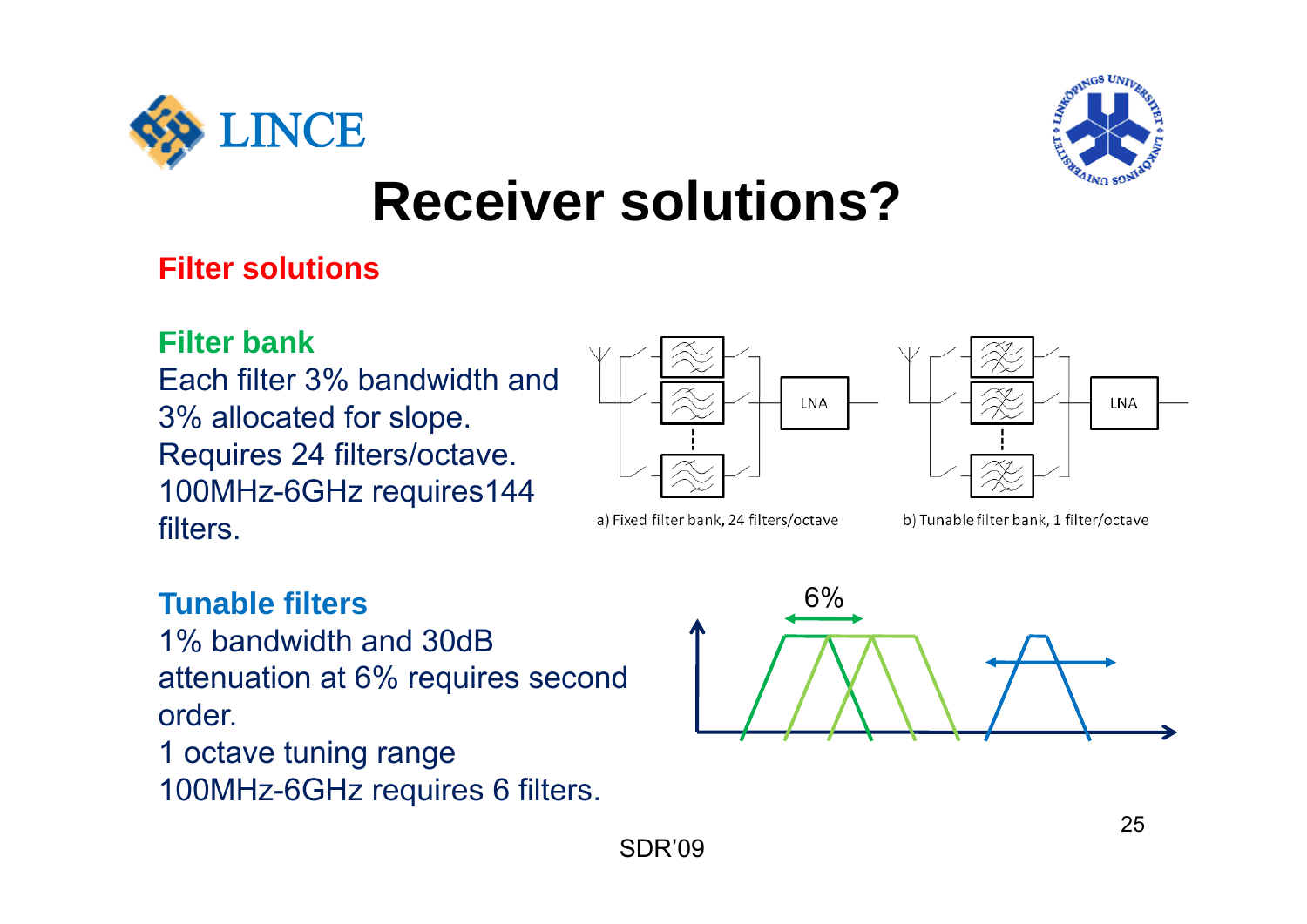# Receiver solutions?

## Filter solutions

### Filter bank

Each filter 3% bandwidth and 3% allocated for slope.
Requires 24 filters/octave.
100MHz-6GHz requires144 filters.

a) Fixed filter bank, 24 filters/octave

b) Tunable filter bank, 1 filter/octave

### Tunable filters

1% bandwidth and 30dB attenuation at 6% requires second order.
1 octave tuning range
100MHz-6GHz requires 6 filters.

6%

SDR'09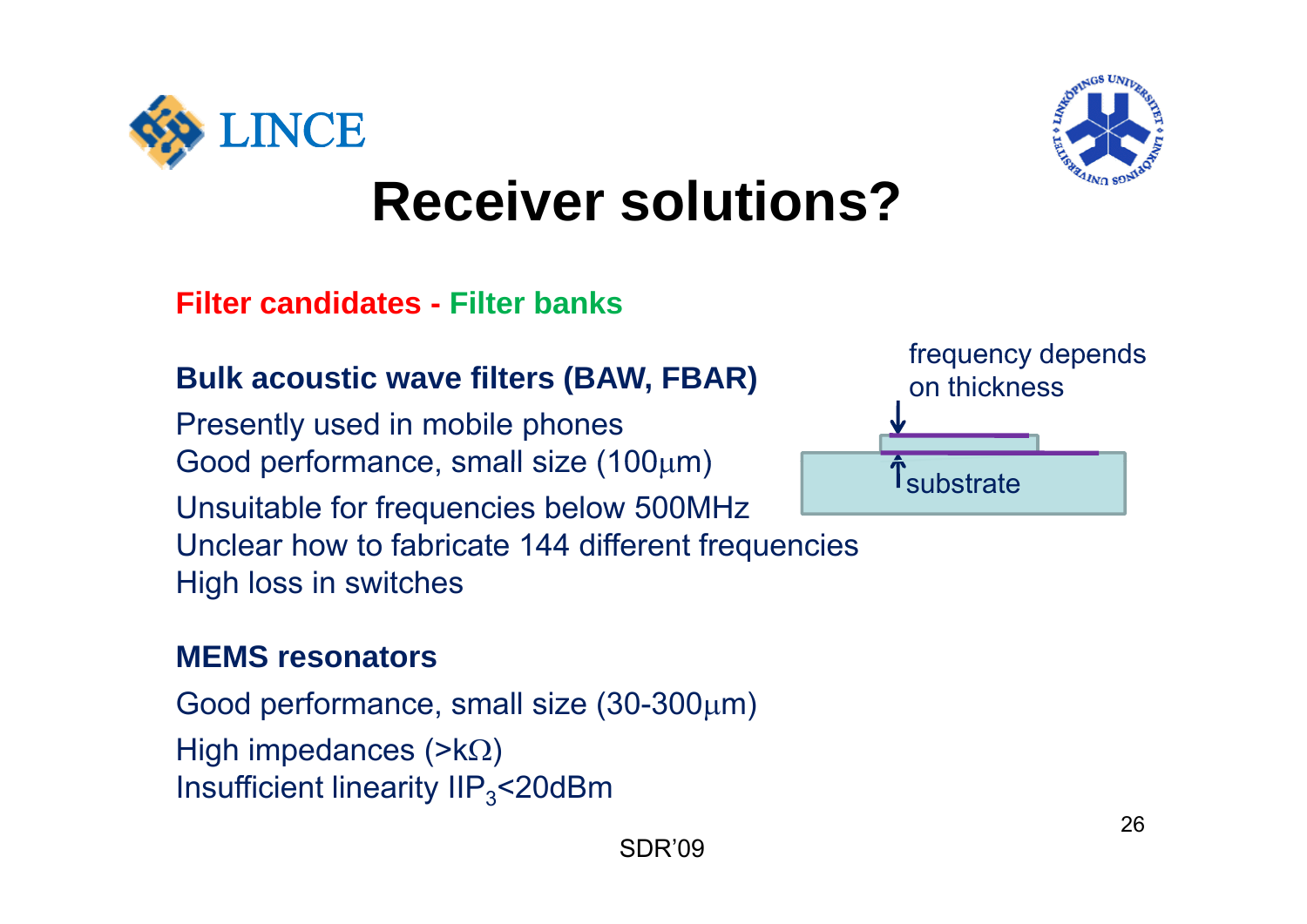# Receiver solutions?

**Filter candidates - Filter banks**

**Bulk acoustic wave filters (BAW, FBAR)**

Presently used in mobile phones
Good performance, small size (100μm)
Unsuitable for frequencies below 500MHz
Unclear how to fabricate 144 different frequencies
High loss in switches

frequency depends on thickness

substrate

**MEMS resonators**

Good performance, small size (30-300μm)
High impedances (>kΩ)
Insufficient linearity $IIP_3$<20dBm

SDR'09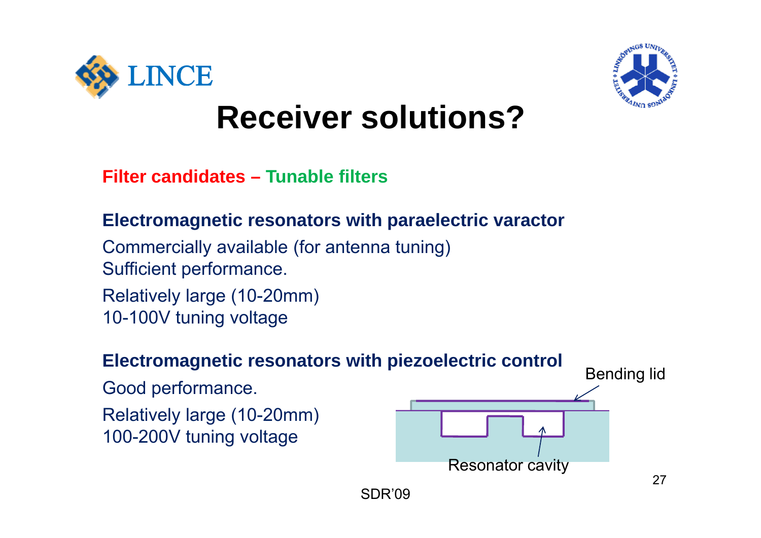# Receiver solutions?

**Filter candidates – Tunable filters**

**Electromagnetic resonators with paraelectric varactor**

Commercially available (for antenna tuning)
Sufficient performance.

Relatively large (10-20mm)
10-100V tuning voltage

**Electromagnetic resonators with piezoelectric control**

Good performance.

Relatively large (10-20mm)
100-200V tuning voltage

Bending lid

Resonator cavity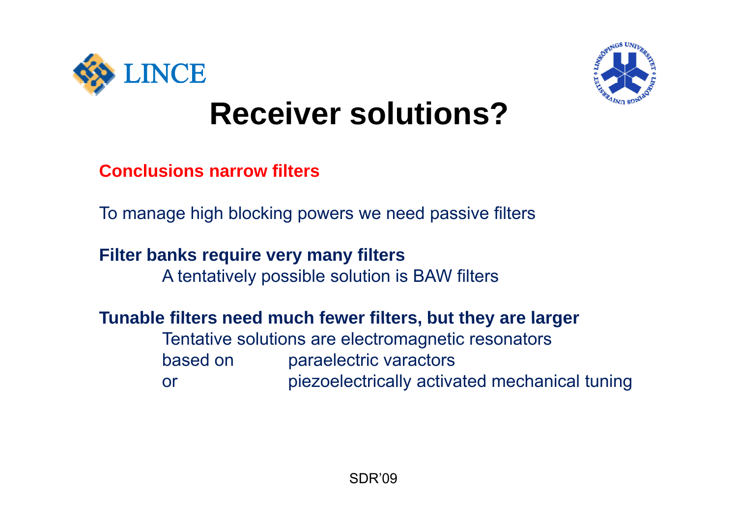# Receiver solutions?

**Conclusions narrow filters**

To manage high blocking powers we need passive filters

**Filter banks require very many filters**

A tentatively possible solution is BAW filters

**Tunable filters need much fewer filters, but they are larger**

Tentative solutions are electromagnetic resonators
based on paraelectric varactors
or piezoelectrically activated mechanical tuning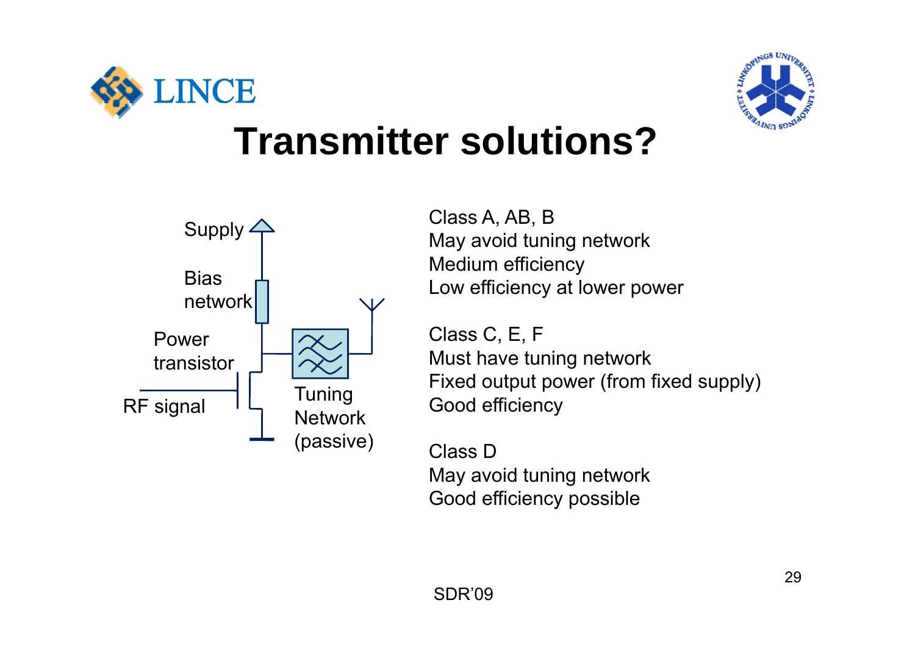# Transmitter solutions?

Supply

Bias network

Power transistor

RF signal

Tuning Network (passive)

Class A, AB, B
May avoid tuning network
Medium efficiency
Low efficiency at lower power

Class C, E, F
Must have tuning network
Fixed output power (from fixed supply)
Good efficiency

Class D
May avoid tuning network
Good efficiency possible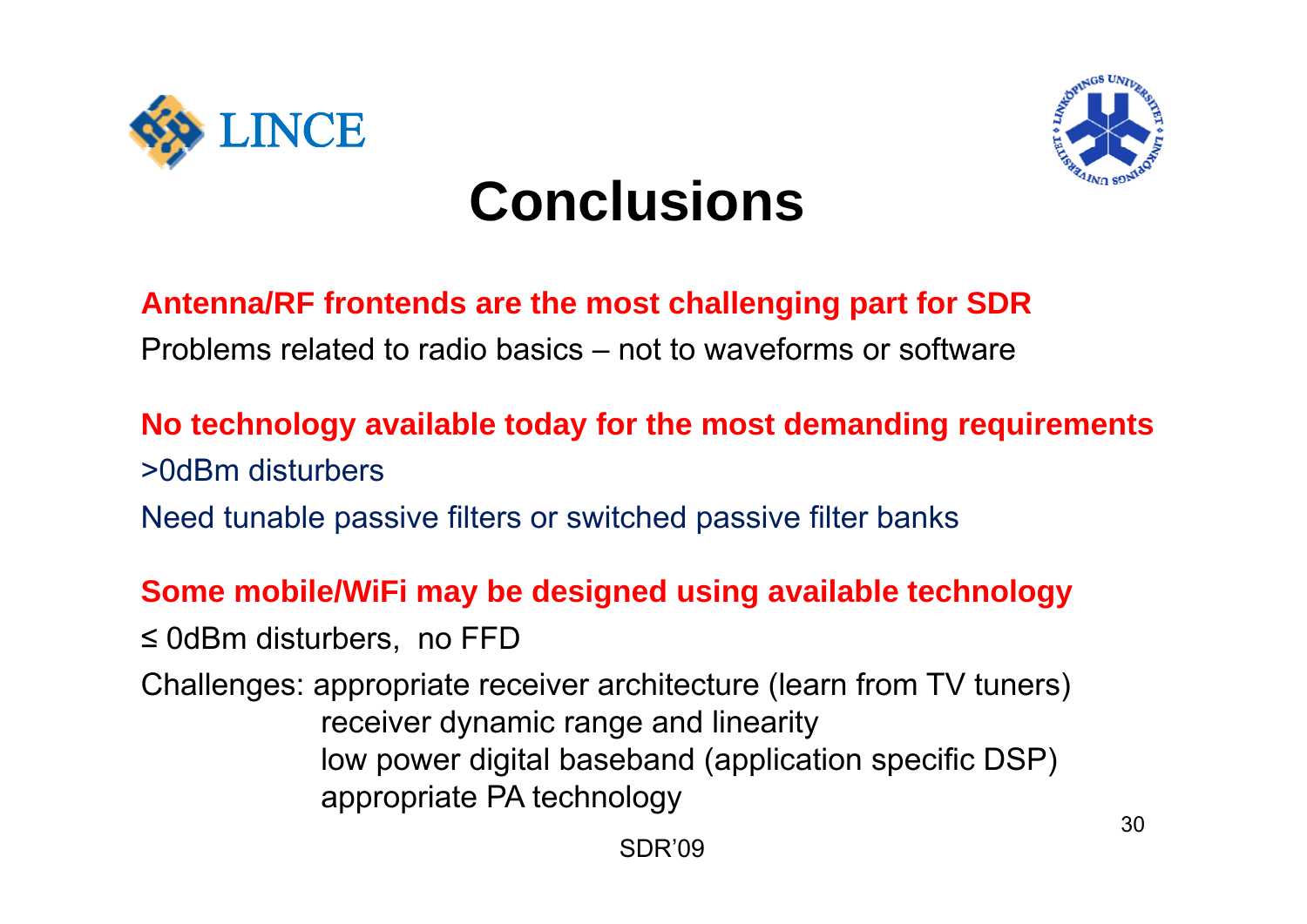# Conclusions

**Antenna/RF frontends are the most challenging part for SDR**

Problems related to radio basics – not to waveforms or software

**No technology available today for the most demanding requirements**

>0dBm disturbers

Need tunable passive filters or switched passive filter banks

**Some mobile/WiFi may be designed using available technology**

≤ 0dBm disturbers, no FFD

Challenges: appropriate receiver architecture (learn from TV tuners)
- receiver dynamic range and linearity
- low power digital baseband (application specific DSP)
- appropriate PA technology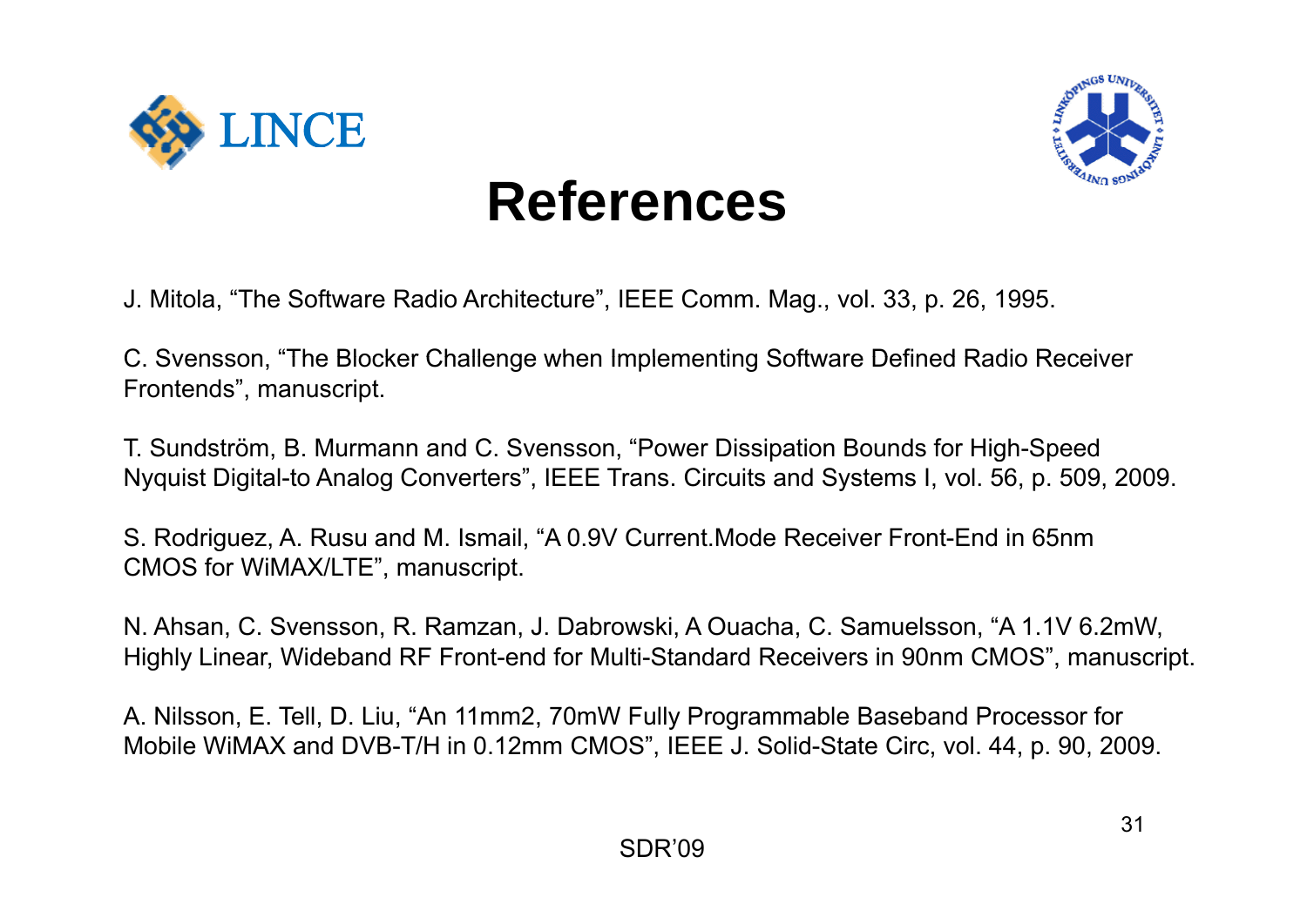# References

J. Mitola, “The Software Radio Architecture”, IEEE Comm. Mag., vol. 33, p. 26, 1995.

C. Svensson, “The Blocker Challenge when Implementing Software Defined Radio Receiver Frontends”, manuscript.

T. Sundström, B. Murmann and C. Svensson, “Power Dissipation Bounds for High-Speed Nyquist Digital-to Analog Converters”, IEEE Trans. Circuits and Systems I, vol. 56, p. 509, 2009.

S. Rodriguez, A. Rusu and M. Ismail, “A 0.9V Current.Mode Receiver Front-End in 65nm CMOS for WiMAX/LTE”, manuscript.

N. Ahsan, C. Svensson, R. Ramzan, J. Dabrowski, A Ouacha, C. Samuelsson, “A 1.1V 6.2mW, Highly Linear, Wideband RF Front-end for Multi-Standard Receivers in 90nm CMOS”, manuscript.

A. Nilsson, E. Tell, D. Liu, “An 11mm2, 70mW Fully Programmable Baseband Processor for Mobile WiMAX and DVB-T/H in 0.12mm CMOS”, IEEE J. Solid-State Circ, vol. 44, p. 90, 2009.